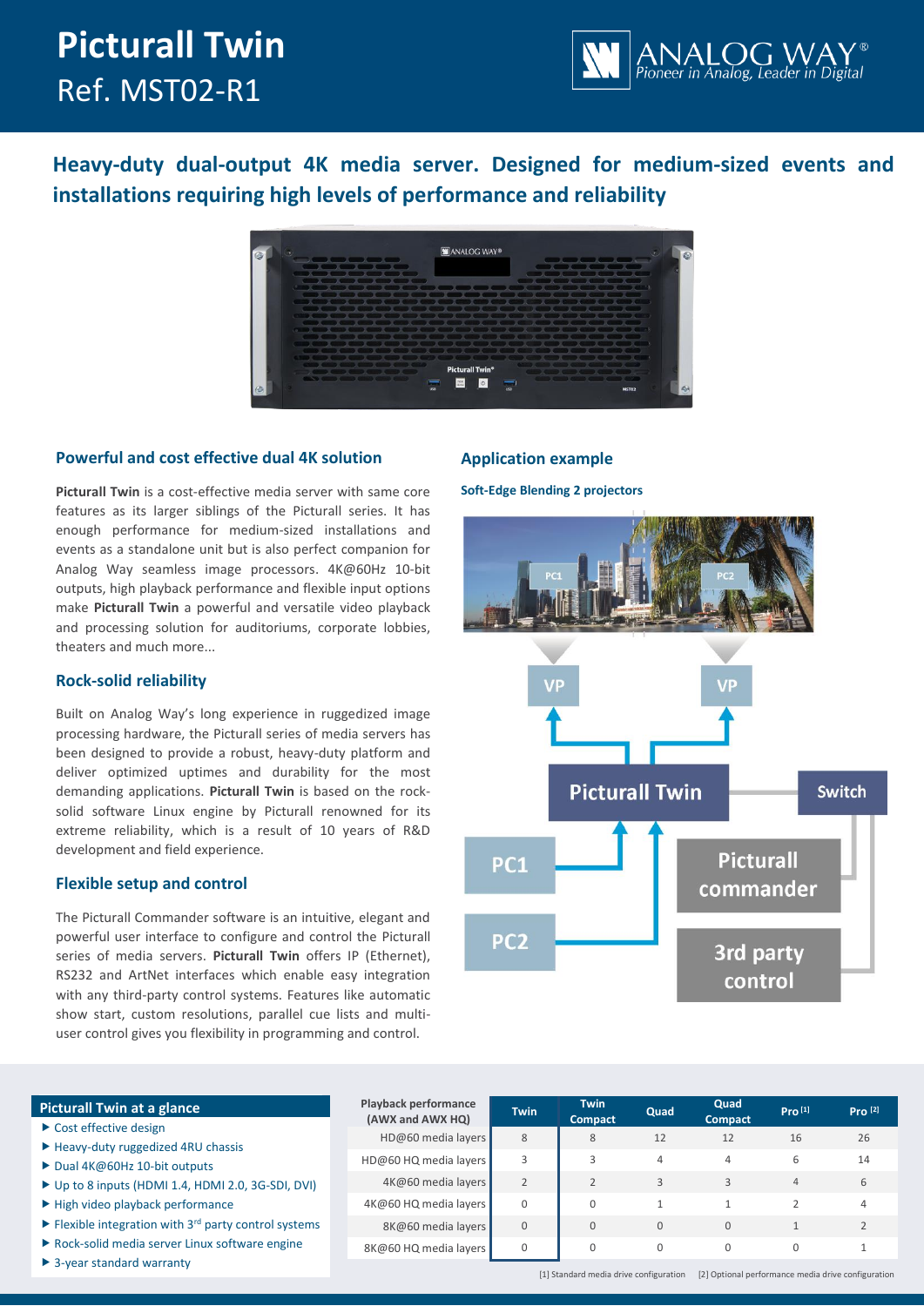# Picturall Twin

Ref. MST02-R1

## Heavy-duty dual-output 4K media server. Designed for medium-sized events and installations requiring high levels of performance and reliability

### Powerful and cost effective dual 4K solution

**Picturall Twin** is a cost-effective media server with same core features as its larger siblings of the Picturall series. It has enough performance for medium-sized installations and events as a standalone unit but is also perfect companion for Analog Way seamless image processors. 4K@60Hz 10-bit outputs, high playback performance and flexible input options make **Picturall Twin** a powerful and versatile video playback and processing solution for auditoriums, corporate lobbies, theaters and much more...

### Rock-solid reliability

Built on Analog Way's long experience in ruggedized image processing hardware, the Picturall series of media servers has been designed to provide a robust, heavy-duty platform and deliver optimized uptimes and durability for the most demanding applications. **Picturall Twin** is based on the rock-solid software Linux engine by Picturall renowned for its extreme reliability, which is a result of 10 years of R&D development and field experience.

### Flexible setup and control

The Picturall Commander software is an intuitive, elegant and powerful user interface to configure and control the Picturall series of media servers. **Picturall Twin** offers IP (Ethernet), RS232 and ArtNet interfaces which enable easy integration with any third-party control systems. Features like automatic show start, custom resolutions, parallel cue lists and multi-user control gives you flexibility in programming and control.

### Application example

**Soft-Edge Blending 2 projectors**

### Picturall Twin at a glance

- Cost effective design
- Heavy-duty ruggedized 4RU chassis
- Dual 4K@60Hz 10-bit outputs
- Up to 8 inputs (HDMI 1.4, HDMI 2.0, 3G-SDI, DVI)
- High video playback performance
- Flexible integration with 3rd party control systems
- Rock-solid media server Linux software engine
- 3-year standard warranty

| Playback performance (AWX and AWX HQ) | Twin | Twin Compact | Quad | Quad Compact | Pro [1] | Pro [2] |
|---|---|---|---|---|---|---|
| HD@60 media layers | 8 | 8 | 12 | 12 | 16 | 26 |
| HD@60 HQ media layers | 3 | 3 | 4 | 4 | 6 | 14 |
| 4K@60 media layers | 2 | 2 | 3 | 3 | 4 | 6 |
| 4K@60 HQ media layers | 0 | 0 | 1 | 1 | 2 | 4 |
| 8K@60 media layers | 0 | 0 | 0 | 0 | 1 | 2 |
| 8K@60 HQ media layers | 0 | 0 | 0 | 0 | 0 | 1 |

[1] Standard media drive configuration [2] Optional performance media drive configuration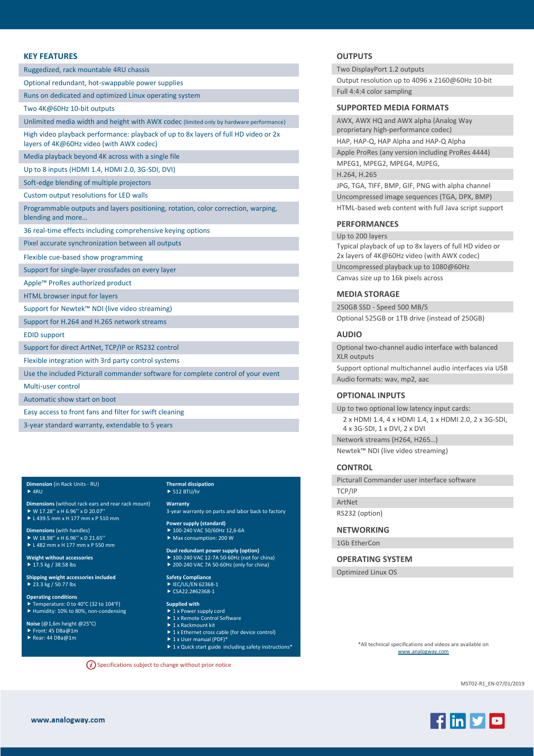## KEY FEATURES

- Ruggedized, rack mountable 4RU chassis
- Optional redundant, hot-swappable power supplies
- Runs on dedicated and optimized Linux operating system
- Two 4K@60Hz 10-bit outputs
- Unlimited media width and height with AWX codec (limited only by hardware performance)
- High video playback performance: playback of up to 8x layers of full HD video or 2x layers of 4K@60Hz video (with AWX codec)
- Media playback beyond 4K across with a single file
- Up to 8 inputs (HDMI 1.4, HDMI 2.0, 3G-SDI, DVI)
- Soft-edge blending of multiple projectors
- Custom output resolutions for LED walls
- Programmable outputs and layers positioning, rotation, color correction, warping, blending and more…
- 36 real-time effects including comprehensive keying options
- Pixel accurate synchronization between all outputs
- Flexible cue-based show programming
- Support for single-layer crossfades on every layer
- Apple™ ProRes authorized product
- HTML browser input for layers
- Support for Newtek™ NDI (live video streaming)
- Support for H.264 and H.265 network streams
- EDID support
- Support for direct ArtNet, TCP/IP or RS232 control
- Flexible integration with 3rd party control systems
- Use the included Picturall commander software for complete control of your event
- Multi-user control
- Automatic show start on boot
- Easy access to front fans and filter for swift cleaning
- 3-year standard warranty, extendable to 5 years

**Dimension** (in Rack Units - RU)
- 4RU

**Dimensions** (without rack ears and rear rack mount)
- W 17.28'' x H 6.96'' x D 20.07''
- L 439.5 mm x H 177 mm x P 510 mm

**Dimensions** (with handles)
- W 18.98'' x H 6.96'' x D 21.65''
- L 482 mm x H 177 mm x P 550 mm

**Weight without accessories**
- 17.5 kg / 38.58 lbs

**Shipping weight accessories included**
- 23.3 kg / 50.77 lbs

**Operating conditions**
- Temperature: 0 to 40°C (32 to 104°F)
- Humidity: 10% to 80%, non-condensing

**Noise** (@1,6m height @25°C)
- Front: 45 DBa@1m
- Rear: 44 DBa@1m

**Thermal dissipation**
- 512 BTU/hr

**Warranty**
3-year warranty on parts and labor back to factory

**Power supply (standard)**
- 100-240 VAC 50/60Hz 12,6-6A
- Max consumption: 200 W

**Dual redundant power supply (option)**
- 100-240 VAC 12-7A 50-60Hz (not for china)
- 200-240 VAC 7A 50-60Hz (only for china)

**Safety Compliance**
- IEC/UL/EN 62368-1
- CSA22.2#62368-1

**Supplied with**
- 1 x Power supply cord
- 1 x Remote Control Software
- 1 x Rackmount kit
- 1 x Ethernet cross cable (for device control)
- 1 x User manual (PDF)*
- 1 x Quick start guide including safety instructions*

Specifications subject to change without prior notice

## OUTPUTS

- Two DisplayPort 1.2 outputs
- Output resolution up to 4096 x 2160@60Hz 10-bit
- Full 4:4:4 color sampling

## SUPPORTED MEDIA FORMATS

- AWX, AWX HQ and AWX alpha (Analog Way proprietary high-performance codec)
- HAP, HAP-Q, HAP Alpha and HAP-Q Alpha
- Apple ProRes (any version including ProRes 4444)
- MPEG1, MPEG2, MPEG4, MJPEG,
- H.264, H.265
- JPG, TGA, TIFF, BMP, GIF, PNG with alpha channel
- Uncompressed image sequences (TGA, DPX, BMP)
- HTML-based web content with full Java script support

## PERFORMANCES

- Up to 200 layers
- Typical playback of up to 8x layers of full HD video or 2x layers of 4K@60Hz video (with AWX codec)
- Uncompressed playback up to 1080@60Hz
- Canvas size up to 16k pixels across

## MEDIA STORAGE

- 250GB SSD - Speed 500 MB/S
- Optional 525GB or 1TB drive (instead of 250GB)

## AUDIO

- Optional two-channel audio interface with balanced XLR outputs
- Support optional multichannel audio interfaces via USB
- Audio formats: wav, mp2, aac

## OPTIONAL INPUTS

- Up to two optional low latency input cards:
  - 2 x HDMI 1.4, 4 x HDMI 1.4, 1 x HDMI 2.0, 2 x 3G-SDI, 4 x 3G-SDI, 1 x DVI, 2 x DVI
- Network streams (H264, H265…)
- Newtek™ NDI (live video streaming)

## CONTROL

- Picturall Commander user interface software
- TCP/IP
- ArtNet
- RS232 (option)

## NETWORKING

- 1Gb EtherCon

## OPERATING SYSTEM

- Optimized Linux OS

*All technical specifications and videos are available on www.analogway.com

MST02-R1_EN-07/01/2019

www.analogway.com